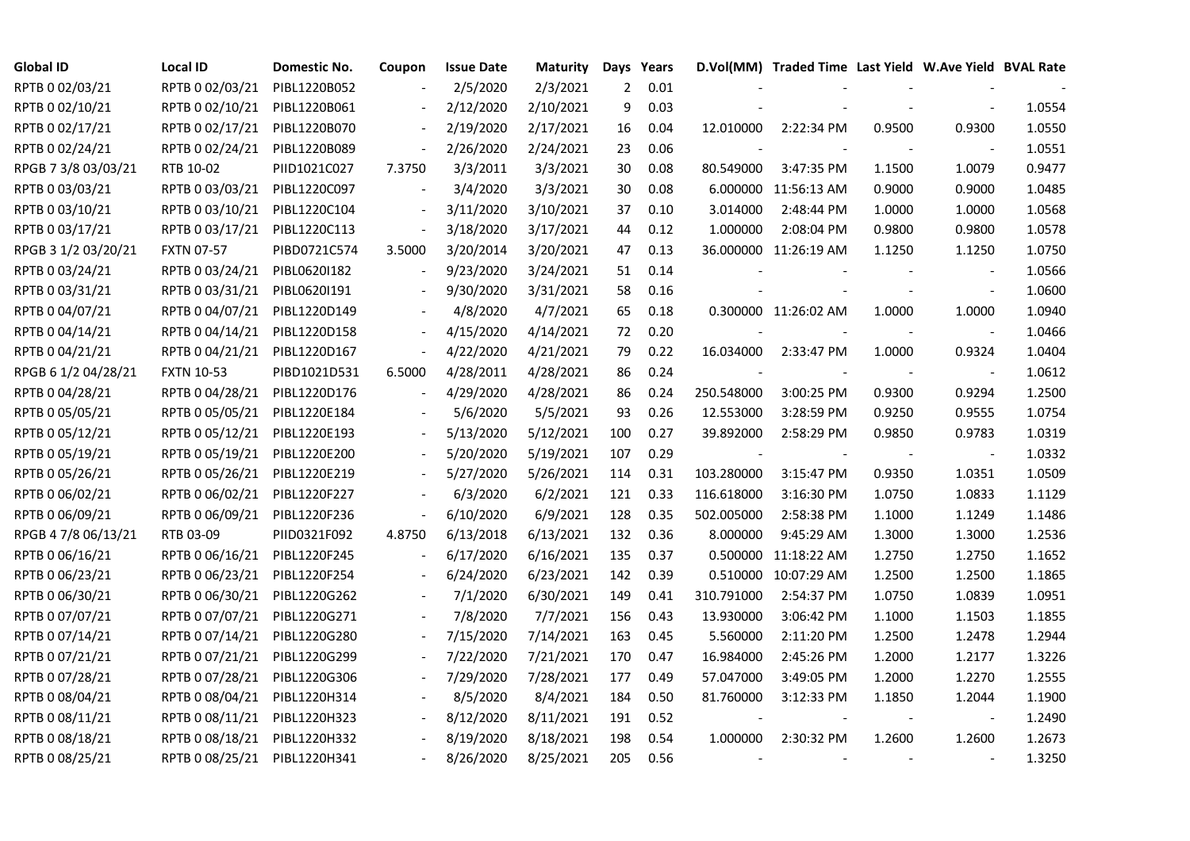| Global ID | Local ID | Domestic No. | Coupon | Issue Date | Maturity | Days | Years | D.Vol(MM) | Traded Time | Last Yield | W.Ave Yield | BVAL Rate |
|---|---|---|---|---|---|---|---|---|---|---|---|---|
| RPTB 0 02/03/21 | RPTB 0 02/03/21 | PIBL1220B052 | - | 2/5/2020 | 2/3/2021 | 2 | 0.01 | - | - | - | - | - |
| RPTB 0 02/10/21 | RPTB 0 02/10/21 | PIBL1220B061 | - | 2/12/2020 | 2/10/2021 | 9 | 0.03 | - | - | - | - | 1.0554 |
| RPTB 0 02/17/21 | RPTB 0 02/17/21 | PIBL1220B070 | - | 2/19/2020 | 2/17/2021 | 16 | 0.04 | 12.010000 | 2:22:34 PM | 0.9500 | 0.9300 | 1.0550 |
| RPTB 0 02/24/21 | RPTB 0 02/24/21 | PIBL1220B089 | - | 2/26/2020 | 2/24/2021 | 23 | 0.06 | - | - | - | - | 1.0551 |
| RPGB 7 3/8 03/03/21 | RTB 10-02 | PIID1021C027 | 7.3750 | 3/3/2011 | 3/3/2021 | 30 | 0.08 | 80.549000 | 3:47:35 PM | 1.1500 | 1.0079 | 0.9477 |
| RPTB 0 03/03/21 | RPTB 0 03/03/21 | PIBL1220C097 | - | 3/4/2020 | 3/3/2021 | 30 | 0.08 | 6.000000 | 11:56:13 AM | 0.9000 | 0.9000 | 1.0485 |
| RPTB 0 03/10/21 | RPTB 0 03/10/21 | PIBL1220C104 | - | 3/11/2020 | 3/10/2021 | 37 | 0.10 | 3.014000 | 2:48:44 PM | 1.0000 | 1.0000 | 1.0568 |
| RPTB 0 03/17/21 | RPTB 0 03/17/21 | PIBL1220C113 | - | 3/18/2020 | 3/17/2021 | 44 | 0.12 | 1.000000 | 2:08:04 PM | 0.9800 | 0.9800 | 1.0578 |
| RPGB 3 1/2 03/20/21 | FXTN 07-57 | PIBD0721C574 | 3.5000 | 3/20/2014 | 3/20/2021 | 47 | 0.13 | 36.000000 | 11:26:19 AM | 1.1250 | 1.1250 | 1.0750 |
| RPTB 0 03/24/21 | RPTB 0 03/24/21 | PIBL0620I182 | - | 9/23/2020 | 3/24/2021 | 51 | 0.14 | - | - | - | - | 1.0566 |
| RPTB 0 03/31/21 | RPTB 0 03/31/21 | PIBL0620I191 | - | 9/30/2020 | 3/31/2021 | 58 | 0.16 | - | - | - | - | 1.0600 |
| RPTB 0 04/07/21 | RPTB 0 04/07/21 | PIBL1220D149 | - | 4/8/2020 | 4/7/2021 | 65 | 0.18 | 0.300000 | 11:26:02 AM | 1.0000 | 1.0000 | 1.0940 |
| RPTB 0 04/14/21 | RPTB 0 04/14/21 | PIBL1220D158 | - | 4/15/2020 | 4/14/2021 | 72 | 0.20 | - | - | - | - | 1.0466 |
| RPTB 0 04/21/21 | RPTB 0 04/21/21 | PIBL1220D167 | - | 4/22/2020 | 4/21/2021 | 79 | 0.22 | 16.034000 | 2:33:47 PM | 1.0000 | 0.9324 | 1.0404 |
| RPGB 6 1/2 04/28/21 | FXTN 10-53 | PIBD1021D531 | 6.5000 | 4/28/2011 | 4/28/2021 | 86 | 0.24 | - | - | - | - | 1.0612 |
| RPTB 0 04/28/21 | RPTB 0 04/28/21 | PIBL1220D176 | - | 4/29/2020 | 4/28/2021 | 86 | 0.24 | 250.548000 | 3:00:25 PM | 0.9300 | 0.9294 | 1.2500 |
| RPTB 0 05/05/21 | RPTB 0 05/05/21 | PIBL1220E184 | - | 5/6/2020 | 5/5/2021 | 93 | 0.26 | 12.553000 | 3:28:59 PM | 0.9250 | 0.9555 | 1.0754 |
| RPTB 0 05/12/21 | RPTB 0 05/12/21 | PIBL1220E193 | - | 5/13/2020 | 5/12/2021 | 100 | 0.27 | 39.892000 | 2:58:29 PM | 0.9850 | 0.9783 | 1.0319 |
| RPTB 0 05/19/21 | RPTB 0 05/19/21 | PIBL1220E200 | - | 5/20/2020 | 5/19/2021 | 107 | 0.29 | - | - | - | - | 1.0332 |
| RPTB 0 05/26/21 | RPTB 0 05/26/21 | PIBL1220E219 | - | 5/27/2020 | 5/26/2021 | 114 | 0.31 | 103.280000 | 3:15:47 PM | 0.9350 | 1.0351 | 1.0509 |
| RPTB 0 06/02/21 | RPTB 0 06/02/21 | PIBL1220F227 | - | 6/3/2020 | 6/2/2021 | 121 | 0.33 | 116.618000 | 3:16:30 PM | 1.0750 | 1.0833 | 1.1129 |
| RPTB 0 06/09/21 | RPTB 0 06/09/21 | PIBL1220F236 | - | 6/10/2020 | 6/9/2021 | 128 | 0.35 | 502.005000 | 2:58:38 PM | 1.1000 | 1.1249 | 1.1486 |
| RPGB 4 7/8 06/13/21 | RTB 03-09 | PIID0321F092 | 4.8750 | 6/13/2018 | 6/13/2021 | 132 | 0.36 | 8.000000 | 9:45:29 AM | 1.3000 | 1.3000 | 1.2536 |
| RPTB 0 06/16/21 | RPTB 0 06/16/21 | PIBL1220F245 | - | 6/17/2020 | 6/16/2021 | 135 | 0.37 | 0.500000 | 11:18:22 AM | 1.2750 | 1.2750 | 1.1652 |
| RPTB 0 06/23/21 | RPTB 0 06/23/21 | PIBL1220F254 | - | 6/24/2020 | 6/23/2021 | 142 | 0.39 | 0.510000 | 10:07:29 AM | 1.2500 | 1.2500 | 1.1865 |
| RPTB 0 06/30/21 | RPTB 0 06/30/21 | PIBL1220G262 | - | 7/1/2020 | 6/30/2021 | 149 | 0.41 | 310.791000 | 2:54:37 PM | 1.0750 | 1.0839 | 1.0951 |
| RPTB 0 07/07/21 | RPTB 0 07/07/21 | PIBL1220G271 | - | 7/8/2020 | 7/7/2021 | 156 | 0.43 | 13.930000 | 3:06:42 PM | 1.1000 | 1.1503 | 1.1855 |
| RPTB 0 07/14/21 | RPTB 0 07/14/21 | PIBL1220G280 | - | 7/15/2020 | 7/14/2021 | 163 | 0.45 | 5.560000 | 2:11:20 PM | 1.2500 | 1.2478 | 1.2944 |
| RPTB 0 07/21/21 | RPTB 0 07/21/21 | PIBL1220G299 | - | 7/22/2020 | 7/21/2021 | 170 | 0.47 | 16.984000 | 2:45:26 PM | 1.2000 | 1.2177 | 1.3226 |
| RPTB 0 07/28/21 | RPTB 0 07/28/21 | PIBL1220G306 | - | 7/29/2020 | 7/28/2021 | 177 | 0.49 | 57.047000 | 3:49:05 PM | 1.2000 | 1.2270 | 1.2555 |
| RPTB 0 08/04/21 | RPTB 0 08/04/21 | PIBL1220H314 | - | 8/5/2020 | 8/4/2021 | 184 | 0.50 | 81.760000 | 3:12:33 PM | 1.1850 | 1.2044 | 1.1900 |
| RPTB 0 08/11/21 | RPTB 0 08/11/21 | PIBL1220H323 | - | 8/12/2020 | 8/11/2021 | 191 | 0.52 | - | - | - | - | 1.2490 |
| RPTB 0 08/18/21 | RPTB 0 08/18/21 | PIBL1220H332 | - | 8/19/2020 | 8/18/2021 | 198 | 0.54 | 1.000000 | 2:30:32 PM | 1.2600 | 1.2600 | 1.2673 |
| RPTB 0 08/25/21 | RPTB 0 08/25/21 | PIBL1220H341 | - | 8/26/2020 | 8/25/2021 | 205 | 0.56 | - | - | - | - | 1.3250 |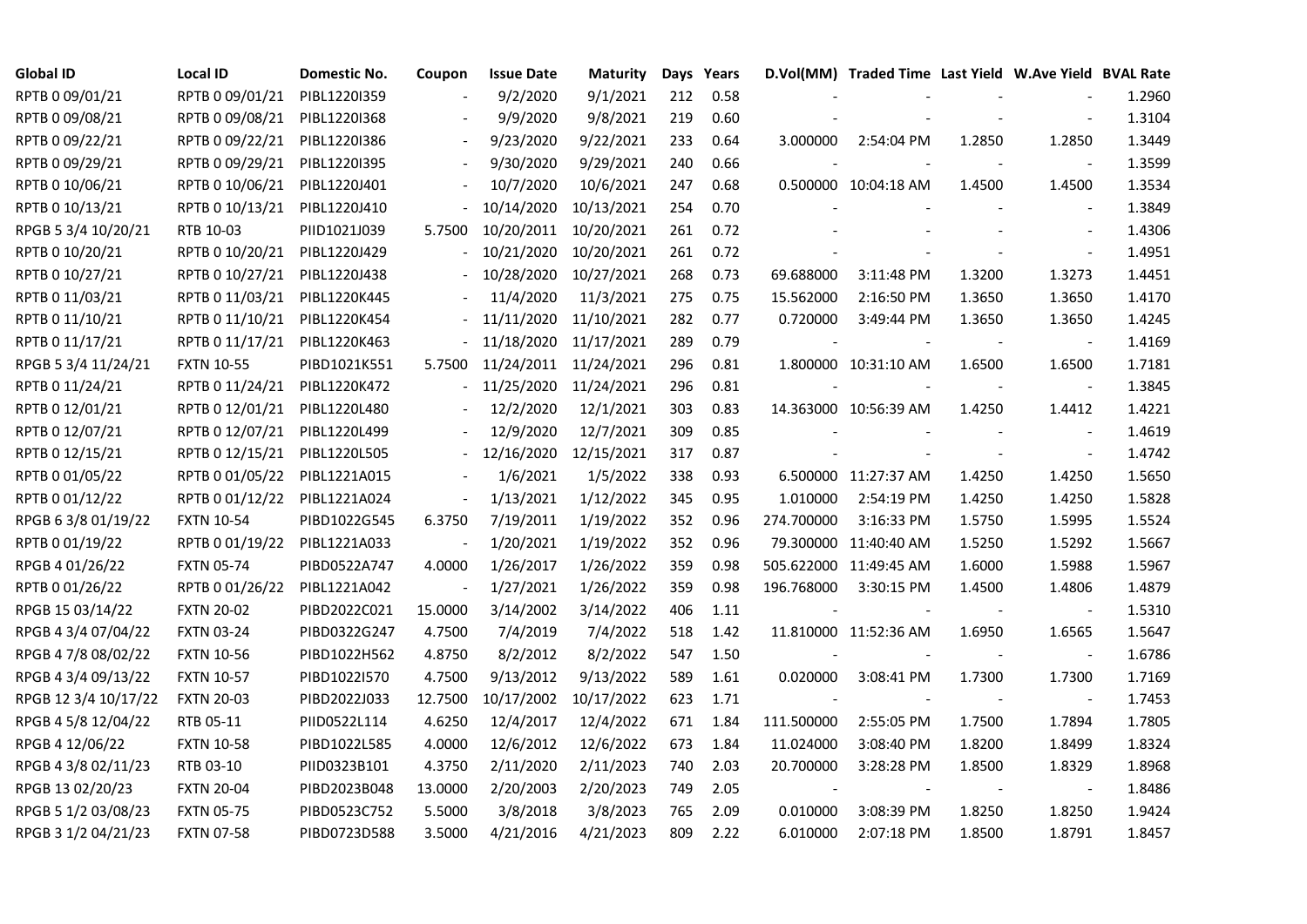| Global ID | Local ID | Domestic No. | Coupon | Issue Date | Maturity | Days | Years | D.Vol(MM) | Traded Time | Last Yield | W.Ave Yield | BVAL Rate |
|---|---|---|---|---|---|---|---|---|---|---|---|---|
| RPTB 0 09/01/21 | RPTB 0 09/01/21 | PIBL1220I359 | - | 9/2/2020 | 9/1/2021 | 212 | 0.58 | - | - | - | - | 1.2960 |
| RPTB 0 09/08/21 | RPTB 0 09/08/21 | PIBL1220I368 | - | 9/9/2020 | 9/8/2021 | 219 | 0.60 | - | - | - | - | 1.3104 |
| RPTB 0 09/22/21 | RPTB 0 09/22/21 | PIBL1220I386 | - | 9/23/2020 | 9/22/2021 | 233 | 0.64 | 3.000000 | 2:54:04 PM | 1.2850 | 1.2850 | 1.3449 |
| RPTB 0 09/29/21 | RPTB 0 09/29/21 | PIBL1220I395 | - | 9/30/2020 | 9/29/2021 | 240 | 0.66 | - | - | - | - | 1.3599 |
| RPTB 0 10/06/21 | RPTB 0 10/06/21 | PIBL1220J401 | - | 10/7/2020 | 10/6/2021 | 247 | 0.68 | 0.500000 | 10:04:18 AM | 1.4500 | 1.4500 | 1.3534 |
| RPTB 0 10/13/21 | RPTB 0 10/13/21 | PIBL1220J410 | - | 10/14/2020 | 10/13/2021 | 254 | 0.70 | - | - | - | - | 1.3849 |
| RPGB 5 3/4 10/20/21 | RTB 10-03 | PIID1021J039 | 5.7500 | 10/20/2011 | 10/20/2021 | 261 | 0.72 | - | - | - | - | 1.4306 |
| RPTB 0 10/20/21 | RPTB 0 10/20/21 | PIBL1220J429 | - | 10/21/2020 | 10/20/2021 | 261 | 0.72 | - | - | - | - | 1.4951 |
| RPTB 0 10/27/21 | RPTB 0 10/27/21 | PIBL1220J438 | - | 10/28/2020 | 10/27/2021 | 268 | 0.73 | 69.688000 | 3:11:48 PM | 1.3200 | 1.3273 | 1.4451 |
| RPTB 0 11/03/21 | RPTB 0 11/03/21 | PIBL1220K445 | - | 11/4/2020 | 11/3/2021 | 275 | 0.75 | 15.562000 | 2:16:50 PM | 1.3650 | 1.3650 | 1.4170 |
| RPTB 0 11/10/21 | RPTB 0 11/10/21 | PIBL1220K454 | - | 11/11/2020 | 11/10/2021 | 282 | 0.77 | 0.720000 | 3:49:44 PM | 1.3650 | 1.3650 | 1.4245 |
| RPTB 0 11/17/21 | RPTB 0 11/17/21 | PIBL1220K463 | - | 11/18/2020 | 11/17/2021 | 289 | 0.79 | - | - | - | - | 1.4169 |
| RPGB 5 3/4 11/24/21 | FXTN 10-55 | PIBD1021K551 | 5.7500 | 11/24/2011 | 11/24/2021 | 296 | 0.81 | 1.800000 | 10:31:10 AM | 1.6500 | 1.6500 | 1.7181 |
| RPTB 0 11/24/21 | RPTB 0 11/24/21 | PIBL1220K472 | - | 11/25/2020 | 11/24/2021 | 296 | 0.81 | - | - | - | - | 1.3845 |
| RPTB 0 12/01/21 | RPTB 0 12/01/21 | PIBL1220L480 | - | 12/2/2020 | 12/1/2021 | 303 | 0.83 | 14.363000 | 10:56:39 AM | 1.4250 | 1.4412 | 1.4221 |
| RPTB 0 12/07/21 | RPTB 0 12/07/21 | PIBL1220L499 | - | 12/9/2020 | 12/7/2021 | 309 | 0.85 | - | - | - | - | 1.4619 |
| RPTB 0 12/15/21 | RPTB 0 12/15/21 | PIBL1220L505 | - | 12/16/2020 | 12/15/2021 | 317 | 0.87 | - | - | - | - | 1.4742 |
| RPTB 0 01/05/22 | RPTB 0 01/05/22 | PIBL1221A015 | - | 1/6/2021 | 1/5/2022 | 338 | 0.93 | 6.500000 | 11:27:37 AM | 1.4250 | 1.4250 | 1.5650 |
| RPTB 0 01/12/22 | RPTB 0 01/12/22 | PIBL1221A024 | - | 1/13/2021 | 1/12/2022 | 345 | 0.95 | 1.010000 | 2:54:19 PM | 1.4250 | 1.4250 | 1.5828 |
| RPGB 6 3/8 01/19/22 | FXTN 10-54 | PIBD1022G545 | 6.3750 | 7/19/2011 | 1/19/2022 | 352 | 0.96 | 274.700000 | 3:16:33 PM | 1.5750 | 1.5995 | 1.5524 |
| RPTB 0 01/19/22 | RPTB 0 01/19/22 | PIBL1221A033 | - | 1/20/2021 | 1/19/2022 | 352 | 0.96 | 79.300000 | 11:40:40 AM | 1.5250 | 1.5292 | 1.5667 |
| RPGB 4 01/26/22 | FXTN 05-74 | PIBD0522A747 | 4.0000 | 1/26/2017 | 1/26/2022 | 359 | 0.98 | 505.622000 | 11:49:45 AM | 1.6000 | 1.5988 | 1.5967 |
| RPTB 0 01/26/22 | RPTB 0 01/26/22 | PIBL1221A042 | - | 1/27/2021 | 1/26/2022 | 359 | 0.98 | 196.768000 | 3:30:15 PM | 1.4500 | 1.4806 | 1.4879 |
| RPGB 15 03/14/22 | FXTN 20-02 | PIBD2022C021 | 15.0000 | 3/14/2002 | 3/14/2022 | 406 | 1.11 | - | - | - | - | 1.5310 |
| RPGB 4 3/4 07/04/22 | FXTN 03-24 | PIBD0322G247 | 4.7500 | 7/4/2019 | 7/4/2022 | 518 | 1.42 | 11.810000 | 11:52:36 AM | 1.6950 | 1.6565 | 1.5647 |
| RPGB 4 7/8 08/02/22 | FXTN 10-56 | PIBD1022H562 | 4.8750 | 8/2/2012 | 8/2/2022 | 547 | 1.50 | - | - | - | - | 1.6786 |
| RPGB 4 3/4 09/13/22 | FXTN 10-57 | PIBD1022I570 | 4.7500 | 9/13/2012 | 9/13/2022 | 589 | 1.61 | 0.020000 | 3:08:41 PM | 1.7300 | 1.7300 | 1.7169 |
| RPGB 12 3/4 10/17/22 | FXTN 20-03 | PIBD2022J033 | 12.7500 | 10/17/2002 | 10/17/2022 | 623 | 1.71 | - | - | - | - | 1.7453 |
| RPGB 4 5/8 12/04/22 | RTB 05-11 | PIID0522L114 | 4.6250 | 12/4/2017 | 12/4/2022 | 671 | 1.84 | 111.500000 | 2:55:05 PM | 1.7500 | 1.7894 | 1.7805 |
| RPGB 4 12/06/22 | FXTN 10-58 | PIBD1022L585 | 4.0000 | 12/6/2012 | 12/6/2022 | 673 | 1.84 | 11.024000 | 3:08:40 PM | 1.8200 | 1.8499 | 1.8324 |
| RPGB 4 3/8 02/11/23 | RTB 03-10 | PIID0323B101 | 4.3750 | 2/11/2020 | 2/11/2023 | 740 | 2.03 | 20.700000 | 3:28:28 PM | 1.8500 | 1.8329 | 1.8968 |
| RPGB 13 02/20/23 | FXTN 20-04 | PIBD2023B048 | 13.0000 | 2/20/2003 | 2/20/2023 | 749 | 2.05 | - | - | - | - | 1.8486 |
| RPGB 5 1/2 03/08/23 | FXTN 05-75 | PIBD0523C752 | 5.5000 | 3/8/2018 | 3/8/2023 | 765 | 2.09 | 0.010000 | 3:08:39 PM | 1.8250 | 1.8250 | 1.9424 |
| RPGB 3 1/2 04/21/23 | FXTN 07-58 | PIBD0723D588 | 3.5000 | 4/21/2016 | 4/21/2023 | 809 | 2.22 | 6.010000 | 2:07:18 PM | 1.8500 | 1.8791 | 1.8457 |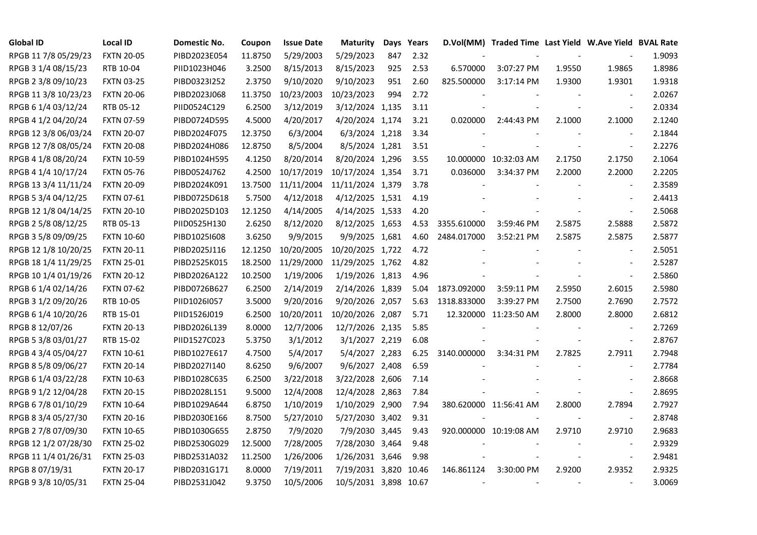| Global ID | Local ID | Domestic No. | Coupon | Issue Date | Maturity | Days | Years | D.Vol(MM) | Traded Time | Last Yield | W.Ave Yield | BVAL Rate |
|---|---|---|---|---|---|---|---|---|---|---|---|---|
| RPGB 11 7/8 05/29/23 | FXTN 20-05 | PIBD2023E054 | 11.8750 | 5/29/2003 | 5/29/2023 | 847 | 2.32 | - | - | - | - | 1.9093 |
| RPGB 3 1/4 08/15/23 | RTB 10-04 | PIID1023H046 | 3.2500 | 8/15/2013 | 8/15/2023 | 925 | 2.53 | 6.570000 | 3:07:27 PM | 1.9550 | 1.9865 | 1.8986 |
| RPGB 2 3/8 09/10/23 | FXTN 03-25 | PIBD0323I252 | 2.3750 | 9/10/2020 | 9/10/2023 | 951 | 2.60 | 825.500000 | 3:17:14 PM | 1.9300 | 1.9301 | 1.9318 |
| RPGB 11 3/8 10/23/23 | FXTN 20-06 | PIBD2023J068 | 11.3750 | 10/23/2003 | 10/23/2023 | 994 | 2.72 | - | - | - | - | 2.0267 |
| RPGB 6 1/4 03/12/24 | RTB 05-12 | PIID0524C129 | 6.2500 | 3/12/2019 | 3/12/2024 | 1,135 | 3.11 | - | - | - | - | 2.0334 |
| RPGB 4 1/2 04/20/24 | FXTN 07-59 | PIBD0724D595 | 4.5000 | 4/20/2017 | 4/20/2024 | 1,174 | 3.21 | 0.020000 | 2:44:43 PM | 2.1000 | 2.1000 | 2.1240 |
| RPGB 12 3/8 06/03/24 | FXTN 20-07 | PIBD2024F075 | 12.3750 | 6/3/2004 | 6/3/2024 | 1,218 | 3.34 | - | - | - | - | 2.1844 |
| RPGB 12 7/8 08/05/24 | FXTN 20-08 | PIBD2024H086 | 12.8750 | 8/5/2004 | 8/5/2024 | 1,281 | 3.51 | - | - | - | - | 2.2276 |
| RPGB 4 1/8 08/20/24 | FXTN 10-59 | PIBD1024H595 | 4.1250 | 8/20/2014 | 8/20/2024 | 1,296 | 3.55 | 10.000000 | 10:32:03 AM | 2.1750 | 2.1750 | 2.1064 |
| RPGB 4 1/4 10/17/24 | FXTN 05-76 | PIBD0524J762 | 4.2500 | 10/17/2019 | 10/17/2024 | 1,354 | 3.71 | 0.036000 | 3:34:37 PM | 2.2000 | 2.2000 | 2.2205 |
| RPGB 13 3/4 11/11/24 | FXTN 20-09 | PIBD2024K091 | 13.7500 | 11/11/2004 | 11/11/2024 | 1,379 | 3.78 | - | - | - | - | 2.3589 |
| RPGB 5 3/4 04/12/25 | FXTN 07-61 | PIBD0725D618 | 5.7500 | 4/12/2018 | 4/12/2025 | 1,531 | 4.19 | - | - | - | - | 2.4413 |
| RPGB 12 1/8 04/14/25 | FXTN 20-10 | PIBD2025D103 | 12.1250 | 4/14/2005 | 4/14/2025 | 1,533 | 4.20 | - | - | - | - | 2.5068 |
| RPGB 2 5/8 08/12/25 | RTB 05-13 | PIID0525H130 | 2.6250 | 8/12/2020 | 8/12/2025 | 1,653 | 4.53 | 3355.610000 | 3:59:46 PM | 2.5875 | 2.5888 | 2.5872 |
| RPGB 3 5/8 09/09/25 | FXTN 10-60 | PIBD1025I608 | 3.6250 | 9/9/2015 | 9/9/2025 | 1,681 | 4.60 | 2484.017000 | 3:52:21 PM | 2.5875 | 2.5875 | 2.5877 |
| RPGB 12 1/8 10/20/25 | FXTN 20-11 | PIBD2025J116 | 12.1250 | 10/20/2005 | 10/20/2025 | 1,722 | 4.72 | - | - | - | - | 2.5051 |
| RPGB 18 1/4 11/29/25 | FXTN 25-01 | PIBD2525K015 | 18.2500 | 11/29/2000 | 11/29/2025 | 1,762 | 4.82 | - | - | - | - | 2.5287 |
| RPGB 10 1/4 01/19/26 | FXTN 20-12 | PIBD2026A122 | 10.2500 | 1/19/2006 | 1/19/2026 | 1,813 | 4.96 | - | - | - | - | 2.5860 |
| RPGB 6 1/4 02/14/26 | FXTN 07-62 | PIBD0726B627 | 6.2500 | 2/14/2019 | 2/14/2026 | 1,839 | 5.04 | 1873.092000 | 3:59:11 PM | 2.5950 | 2.6015 | 2.5980 |
| RPGB 3 1/2 09/20/26 | RTB 10-05 | PIID1026I057 | 3.5000 | 9/20/2016 | 9/20/2026 | 2,057 | 5.63 | 1318.833000 | 3:39:27 PM | 2.7500 | 2.7690 | 2.7572 |
| RPGB 6 1/4 10/20/26 | RTB 15-01 | PIID1526J019 | 6.2500 | 10/20/2011 | 10/20/2026 | 2,087 | 5.71 | 12.320000 | 11:23:50 AM | 2.8000 | 2.8000 | 2.6812 |
| RPGB 8 12/07/26 | FXTN 20-13 | PIBD2026L139 | 8.0000 | 12/7/2006 | 12/7/2026 | 2,135 | 5.85 | - | - | - | - | 2.7269 |
| RPGB 5 3/8 03/01/27 | RTB 15-02 | PIID1527C023 | 5.3750 | 3/1/2012 | 3/1/2027 | 2,219 | 6.08 | - | - | - | - | 2.8767 |
| RPGB 4 3/4 05/04/27 | FXTN 10-61 | PIBD1027E617 | 4.7500 | 5/4/2017 | 5/4/2027 | 2,283 | 6.25 | 3140.000000 | 3:34:31 PM | 2.7825 | 2.7911 | 2.7948 |
| RPGB 8 5/8 09/06/27 | FXTN 20-14 | PIBD2027I140 | 8.6250 | 9/6/2007 | 9/6/2027 | 2,408 | 6.59 | - | - | - | - | 2.7784 |
| RPGB 6 1/4 03/22/28 | FXTN 10-63 | PIBD1028C635 | 6.2500 | 3/22/2018 | 3/22/2028 | 2,606 | 7.14 | - | - | - | - | 2.8668 |
| RPGB 9 1/2 12/04/28 | FXTN 20-15 | PIBD2028L151 | 9.5000 | 12/4/2008 | 12/4/2028 | 2,863 | 7.84 | - | - | - | - | 2.8695 |
| RPGB 6 7/8 01/10/29 | FXTN 10-64 | PIBD1029A644 | 6.8750 | 1/10/2019 | 1/10/2029 | 2,900 | 7.94 | 380.620000 | 11:56:41 AM | 2.8000 | 2.7894 | 2.7927 |
| RPGB 8 3/4 05/27/30 | FXTN 20-16 | PIBD2030E166 | 8.7500 | 5/27/2010 | 5/27/2030 | 3,402 | 9.31 | - | - | - | - | 2.8748 |
| RPGB 2 7/8 07/09/30 | FXTN 10-65 | PIBD1030G655 | 2.8750 | 7/9/2020 | 7/9/2030 | 3,445 | 9.43 | 920.000000 | 10:19:08 AM | 2.9710 | 2.9710 | 2.9683 |
| RPGB 12 1/2 07/28/30 | FXTN 25-02 | PIBD2530G029 | 12.5000 | 7/28/2005 | 7/28/2030 | 3,464 | 9.48 | - | - | - | - | 2.9329 |
| RPGB 11 1/4 01/26/31 | FXTN 25-03 | PIBD2531A032 | 11.2500 | 1/26/2006 | 1/26/2031 | 3,646 | 9.98 | - | - | - | - | 2.9481 |
| RPGB 8 07/19/31 | FXTN 20-17 | PIBD2031G171 | 8.0000 | 7/19/2011 | 7/19/2031 | 3,820 | 10.46 | 146.861124 | 3:30:00 PM | 2.9200 | 2.9352 | 2.9325 |
| RPGB 9 3/8 10/05/31 | FXTN 25-04 | PIBD2531J042 | 9.3750 | 10/5/2006 | 10/5/2031 | 3,898 | 10.67 | - | - | - | - | 3.0069 |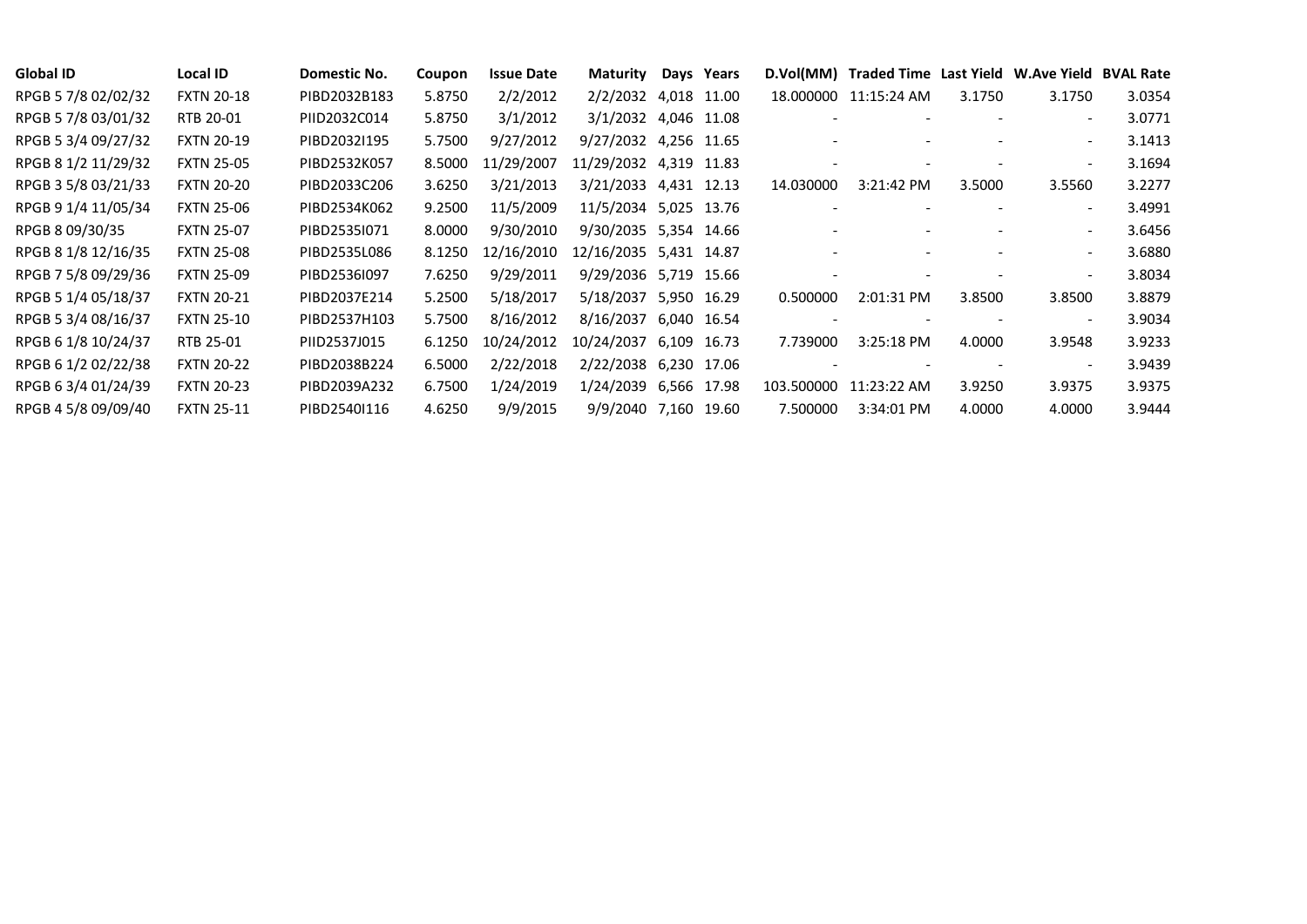| Global ID | Local ID | Domestic No. | Coupon | Issue Date | Maturity | Days | Years | D.Vol(MM) | Traded Time | Last Yield | W.Ave Yield | BVAL Rate |
|---|---|---|---|---|---|---|---|---|---|---|---|---|
| RPGB 5 7/8 02/02/32 | FXTN 20-18 | PIBD2032B183 | 5.8750 | 2/2/2012 | 2/2/2032 | 4,018 | 11.00 | 18.000000 | 11:15:24 AM | 3.1750 | 3.1750 | 3.0354 |
| RPGB 5 7/8 03/01/32 | RTB 20-01 | PIID2032C014 | 5.8750 | 3/1/2012 | 3/1/2032 | 4,046 | 11.08 | - | - | - | - | 3.0771 |
| RPGB 5 3/4 09/27/32 | FXTN 20-19 | PIBD2032I195 | 5.7500 | 9/27/2012 | 9/27/2032 | 4,256 | 11.65 | - | - | - | - | 3.1413 |
| RPGB 8 1/2 11/29/32 | FXTN 25-05 | PIBD2532K057 | 8.5000 | 11/29/2007 | 11/29/2032 | 4,319 | 11.83 | - | - | - | - | 3.1694 |
| RPGB 3 5/8 03/21/33 | FXTN 20-20 | PIBD2033C206 | 3.6250 | 3/21/2013 | 3/21/2033 | 4,431 | 12.13 | 14.030000 | 3:21:42 PM | 3.5000 | 3.5560 | 3.2277 |
| RPGB 9 1/4 11/05/34 | FXTN 25-06 | PIBD2534K062 | 9.2500 | 11/5/2009 | 11/5/2034 | 5,025 | 13.76 | - | - | - | - | 3.4991 |
| RPGB 8 09/30/35 | FXTN 25-07 | PIBD2535I071 | 8.0000 | 9/30/2010 | 9/30/2035 | 5,354 | 14.66 | - | - | - | - | 3.6456 |
| RPGB 8 1/8 12/16/35 | FXTN 25-08 | PIBD2535L086 | 8.1250 | 12/16/2010 | 12/16/2035 | 5,431 | 14.87 | - | - | - | - | 3.6880 |
| RPGB 7 5/8 09/29/36 | FXTN 25-09 | PIBD2536I097 | 7.6250 | 9/29/2011 | 9/29/2036 | 5,719 | 15.66 | - | - | - | - | 3.8034 |
| RPGB 5 1/4 05/18/37 | FXTN 20-21 | PIBD2037E214 | 5.2500 | 5/18/2017 | 5/18/2037 | 5,950 | 16.29 | 0.500000 | 2:01:31 PM | 3.8500 | 3.8500 | 3.8879 |
| RPGB 5 3/4 08/16/37 | FXTN 25-10 | PIBD2537H103 | 5.7500 | 8/16/2012 | 8/16/2037 | 6,040 | 16.54 | - | - | - | - | 3.9034 |
| RPGB 6 1/8 10/24/37 | RTB 25-01 | PIID2537J015 | 6.1250 | 10/24/2012 | 10/24/2037 | 6,109 | 16.73 | 7.739000 | 3:25:18 PM | 4.0000 | 3.9548 | 3.9233 |
| RPGB 6 1/2 02/22/38 | FXTN 20-22 | PIBD2038B224 | 6.5000 | 2/22/2018 | 2/22/2038 | 6,230 | 17.06 | - | - | - | - | 3.9439 |
| RPGB 6 3/4 01/24/39 | FXTN 20-23 | PIBD2039A232 | 6.7500 | 1/24/2019 | 1/24/2039 | 6,566 | 17.98 | 103.500000 | 11:23:22 AM | 3.9250 | 3.9375 | 3.9375 |
| RPGB 4 5/8 09/09/40 | FXTN 25-11 | PIBD2540I116 | 4.6250 | 9/9/2015 | 9/9/2040 | 7,160 | 19.60 | 7.500000 | 3:34:01 PM | 4.0000 | 4.0000 | 3.9444 |